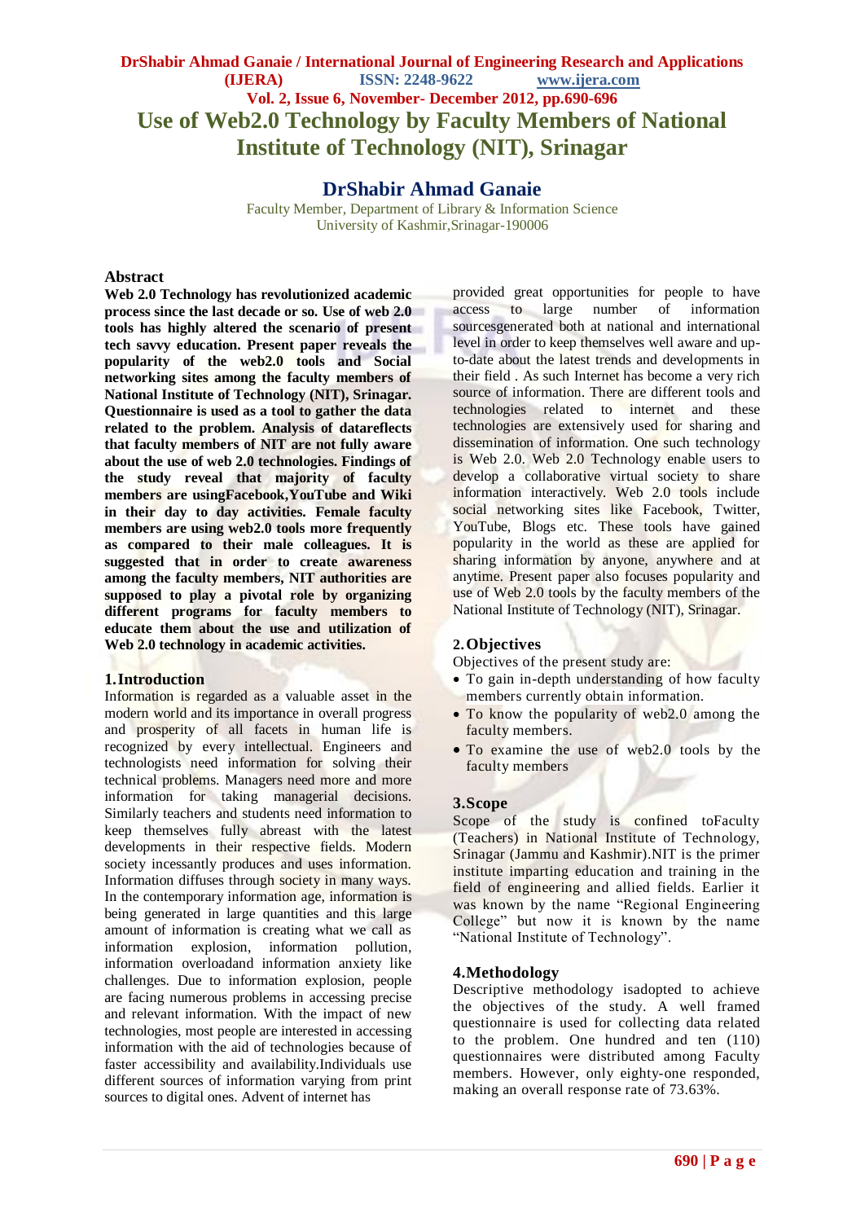# Use of Web2.0 Technology by Faculty Members of National Institute of Technology (NIT), Srinagar

## DrShabir Ahmad Ganaie

Faculty Member, Department of Library & Information Science
University of Kashmir,Srinagar-190006

### Abstract

**Web 2.0 Technology has revolutionized academic process since the last decade or so. Use of web 2.0 tools has highly altered the scenario of present tech savvy education. Present paper reveals the popularity of the web2.0 tools and Social networking sites among the faculty members of National Institute of Technology (NIT), Srinagar. Questionnaire is used as a tool to gather the data related to the problem. Analysis of datareflects that faculty members of NIT are not fully aware about the use of web 2.0 technologies. Findings of the study reveal that majority of faculty members are usingFacebook,YouTube and Wiki in their day to day activities. Female faculty members are using web2.0 tools more frequently as compared to their male colleagues. It is suggested that in order to create awareness among the faculty members, NIT authorities are supposed to play a pivotal role by organizing different programs for faculty members to educate them about the use and utilization of Web 2.0 technology in academic activities.**

### 1.Introduction

Information is regarded as a valuable asset in the modern world and its importance in overall progress and prosperity of all facets in human life is recognized by every intellectual. Engineers and technologists need information for solving their technical problems. Managers need more and more information for taking managerial decisions. Similarly teachers and students need information to keep themselves fully abreast with the latest developments in their respective fields. Modern society incessantly produces and uses information. Information diffuses through society in many ways. In the contemporary information age, information is being generated in large quantities and this large amount of information is creating what we call as information explosion, information pollution, information overloadand information anxiety like challenges. Due to information explosion, people are facing numerous problems in accessing precise and relevant information. With the impact of new technologies, most people are interested in accessing information with the aid of technologies because of faster accessibility and availability.Individuals use different sources of information varying from print sources to digital ones. Advent of internet has provided great opportunities for people to have access to large number of information sourcesgenerated both at national and international level in order to keep themselves well aware and up-to-date about the latest trends and developments in their field . As such Internet has become a very rich source of information. There are different tools and technologies related to internet and these technologies are extensively used for sharing and dissemination of information. One such technology is Web 2.0. Web 2.0 Technology enable users to develop a collaborative virtual society to share information interactively. Web 2.0 tools include social networking sites like Facebook, Twitter, YouTube, Blogs etc. These tools have gained popularity in the world as these are applied for sharing information by anyone, anywhere and at anytime. Present paper also focuses popularity and use of Web 2.0 tools by the faculty members of the National Institute of Technology (NIT), Srinagar.

### 2. Objectives

Objectives of the present study are:

- To gain in-depth understanding of how faculty members currently obtain information.
- To know the popularity of web2.0 among the faculty members.
- To examine the use of web2.0 tools by the faculty members

### 3.Scope

Scope of the study is confined toFaculty (Teachers) in National Institute of Technology, Srinagar (Jammu and Kashmir).NIT is the primer institute imparting education and training in the field of engineering and allied fields. Earlier it was known by the name "Regional Engineering College" but now it is known by the name "National Institute of Technology".

### 4.Methodology

Descriptive methodology isadopted to achieve the objectives of the study. A well framed questionnaire is used for collecting data related to the problem. One hundred and ten (110) questionnaires were distributed among Faculty members. However, only eighty-one responded, making an overall response rate of 73.63%.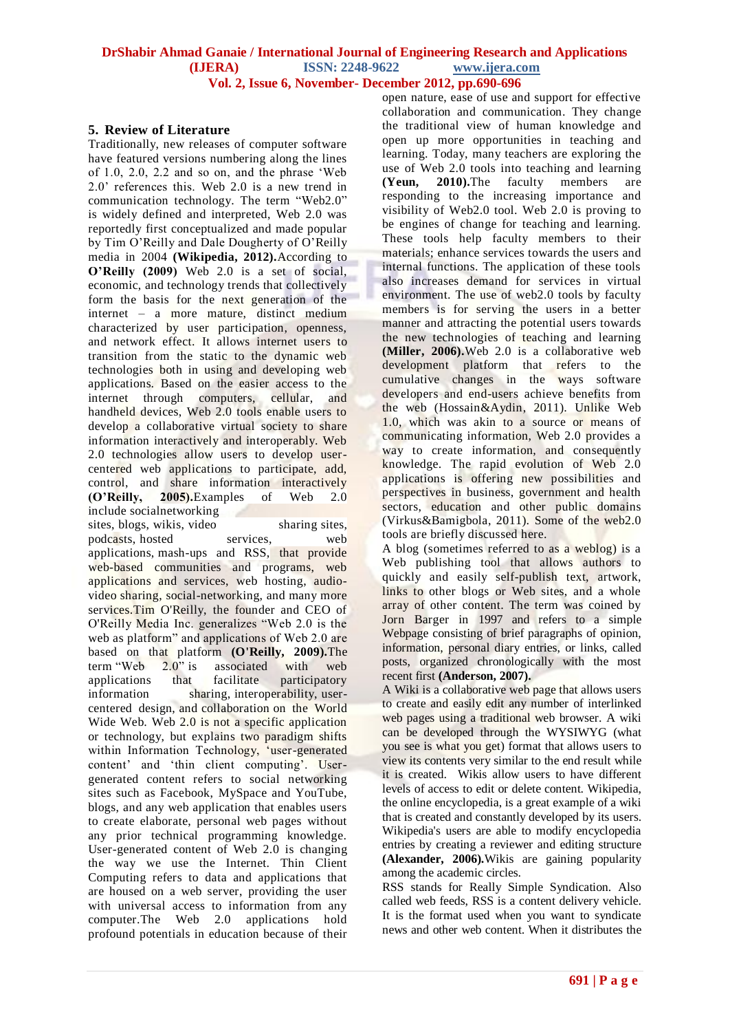## 5. Review of Literature

Traditionally, new releases of computer software have featured versions numbering along the lines of 1.0, 2.0, 2.2 and so on, and the phrase 'Web 2.0' references this. Web 2.0 is a new trend in communication technology. The term "Web2.0" is widely defined and interpreted, Web 2.0 was reportedly first conceptualized and made popular by Tim O'Reilly and Dale Dougherty of O'Reilly media in 2004 **(Wikipedia, 2012).**According to **O'Reilly (2009)** Web 2.0 is a set of social, economic, and technology trends that collectively form the basis for the next generation of the internet – a more mature, distinct medium characterized by user participation, openness, and network effect. It allows internet users to transition from the static to the dynamic web technologies both in using and developing web applications. Based on the easier access to the internet through computers, cellular, and handheld devices, Web 2.0 tools enable users to develop a collaborative virtual society to share information interactively and interoperably. Web 2.0 technologies allow users to develop user-centered web applications to participate, add, control, and share information interactively **(O'Reilly, 2005).**Examples of Web 2.0 include socialnetworking sites, blogs, wikis, video sharing sites, podcasts, hosted services, web applications, mash-ups and RSS, that provide web-based communities and programs, web applications and services, web hosting, audio-video sharing, social-networking, and many more services.Tim O'Reilly, the founder and CEO of O'Reilly Media Inc. generalizes "Web 2.0 is the web as platform" and applications of Web 2.0 are based on that platform **(O'Reilly, 2009).**The term "Web 2.0" is associated with web applications that facilitate participatory information sharing, interoperability, user-centered design, and collaboration on the World Wide Web. Web 2.0 is not a specific application or technology, but explains two paradigm shifts within Information Technology, 'user-generated content' and 'thin client computing'. User-generated content refers to social networking sites such as Facebook, MySpace and YouTube, blogs, and any web application that enables users to create elaborate, personal web pages without any prior technical programming knowledge. User-generated content of Web 2.0 is changing the way we use the Internet. Thin Client Computing refers to data and applications that are housed on a web server, providing the user with universal access to information from any computer.The Web 2.0 applications hold profound potentials in education because of their open nature, ease of use and support for effective collaboration and communication. They change the traditional view of human knowledge and open up more opportunities in teaching and learning. Today, many teachers are exploring the use of Web 2.0 tools into teaching and learning **(Yeun, 2010).**The faculty members are responding to the increasing importance and visibility of Web2.0 tool. Web 2.0 is proving to be engines of change for teaching and learning. These tools help faculty members to their materials; enhance services towards the users and internal functions. The application of these tools also increases demand for services in virtual environment. The use of web2.0 tools by faculty members is for serving the users in a better manner and attracting the potential users towards the new technologies of teaching and learning **(Miller, 2006).**Web 2.0 is a collaborative web development platform that refers to the cumulative changes in the ways software developers and end-users achieve benefits from the web (Hossain&Aydin, 2011). Unlike Web 1.0, which was akin to a source or means of communicating information, Web 2.0 provides a way to create information, and consequently knowledge. The rapid evolution of Web 2.0 applications is offering new possibilities and perspectives in business, government and health sectors, education and other public domains (Virkus&Bamigbola, 2011). Some of the web2.0 tools are briefly discussed here.

A blog (sometimes referred to as a weblog) is a Web publishing tool that allows authors to quickly and easily self-publish text, artwork, links to other blogs or Web sites, and a whole array of other content. The term was coined by Jorn Barger in 1997 and refers to a simple Webpage consisting of brief paragraphs of opinion, information, personal diary entries, or links, called posts, organized chronologically with the most recent first **(Anderson, 2007).**

A Wiki is a collaborative web page that allows users to create and easily edit any number of interlinked web pages using a traditional web browser. A wiki can be developed through the WYSIWYG (what you see is what you get) format that allows users to view its contents very similar to the end result while it is created. Wikis allow users to have different levels of access to edit or delete content. Wikipedia, the online encyclopedia, is a great example of a wiki that is created and constantly developed by its users. Wikipedia's users are able to modify encyclopedia entries by creating a reviewer and editing structure **(Alexander, 2006).**Wikis are gaining popularity among the academic circles.

RSS stands for Really Simple Syndication. Also called web feeds, RSS is a content delivery vehicle. It is the format used when you want to syndicate news and other web content. When it distributes the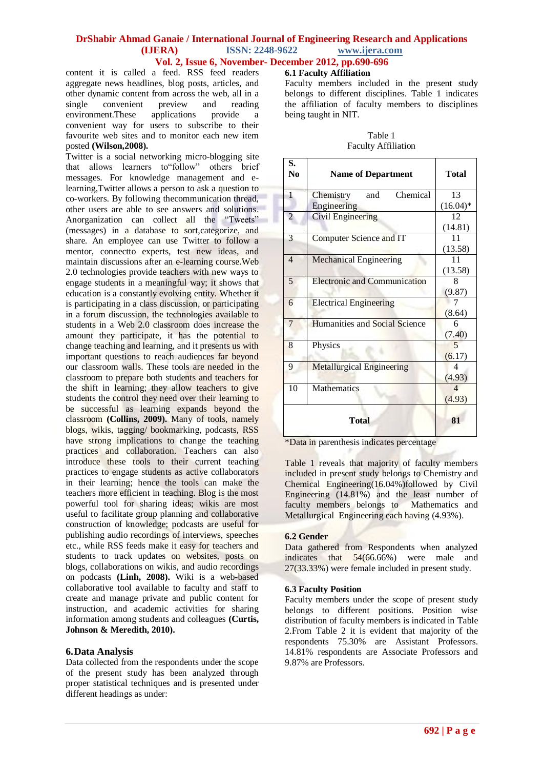content it is called a feed. RSS feed readers aggregate news headlines, blog posts, articles, and other dynamic content from across the web, all in a single convenient preview and reading environment.These applications provide a convenient way for users to subscribe to their favourite web sites and to monitor each new item posted **(Wilson,2008).**

Twitter is a social networking micro-blogging site that allows learners to"follow" others brief messages. For knowledge management and e-learning,Twitter allows a person to ask a question to co-workers. By following thecommunication thread, other users are able to see answers and solutions. Anorganization can collect all the "Tweets" (messages) in a database to sort,categorize, and share. An employee can use Twitter to follow a mentor, connectto experts, test new ideas, and maintain discussions after an e-learning course.Web 2.0 technologies provide teachers with new ways to engage students in a meaningful way; it shows that education is a constantly evolving entity. Whether it is participating in a class discussion, or participating in a forum discussion, the technologies available to students in a Web 2.0 classroom does increase the amount they participate, it has the potential to change teaching and learning, and it presents us with important questions to reach audiences far beyond our classroom walls. These tools are needed in the classroom to prepare both students and teachers for the shift in learning; they allow teachers to give students the control they need over their learning to be successful as learning expands beyond the classroom **(Collins, 2009).** Many of tools, namely blogs, wikis, tagging/ bookmarking, podcasts, RSS have strong implications to change the teaching practices and collaboration. Teachers can also introduce these tools to their current teaching practices to engage students as active collaborators in their learning; hence the tools can make the teachers more efficient in teaching. Blog is the most powerful tool for sharing ideas; wikis are most useful to facilitate group planning and collaborative construction of knowledge; podcasts are useful for publishing audio recordings of interviews, speeches etc., while RSS feeds make it easy for teachers and students to track updates on websites, posts on blogs, collaborations on wikis, and audio recordings on podcasts **(Linh, 2008).** Wiki is a web-based collaborative tool available to faculty and staff to create and manage private and public content for instruction, and academic activities for sharing information among students and colleagues **(Curtis, Johnson & Meredith, 2010).**

## 6. Data Analysis

Data collected from the respondents under the scope of the present study has been analyzed through proper statistical techniques and is presented under different headings as under:

### 6.1 Faculty Affiliation

Faculty members included in the present study belongs to different disciplines. Table 1 indicates the affiliation of faculty members to disciplines being taught in NIT.

Table 1
Faculty Affiliation

| S. No | Name of Department | Total |
|---|---|---|
| 1 | Chemistry and Chemical Engineering | 13 (16.04)* |
| 2 | Civil Engineering | 12 (14.81) |
| 3 | Computer Science and IT | 11 (13.58) |
| 4 | Mechanical Engineering | 11 (13.58) |
| 5 | Electronic and Communication | 8 (9.87) |
| 6 | Electrical Engineering | 7 (8.64) |
| 7 | Humanities and Social Science | 6 (7.40) |
| 8 | Physics | 5 (6.17) |
| 9 | Metallurgical Engineering | 4 (4.93) |
| 10 | Mathematics | 4 (4.93) |
| | **Total** | **81** |

*Data in parenthesis indicates percentage

Table 1 reveals that majority of faculty members included in present study belongs to Chemistry and Chemical Engineering(16.04%)followed by Civil Engineering (14.81%) and the least number of faculty members belongs to Mathematics and Metallurgical Engineering each having (4.93%).

### 6.2 Gender

Data gathered from Respondents when analyzed indicates that 54(66.66%) were male and 27(33.33%) were female included in present study.

### 6.3 Faculty Position

Faculty members under the scope of present study belongs to different positions. Position wise distribution of faculty members is indicated in Table 2.From Table 2 it is evident that majority of the respondents 75.30% are Assistant Professors. 14.81% respondents are Associate Professors and 9.87% are Professors.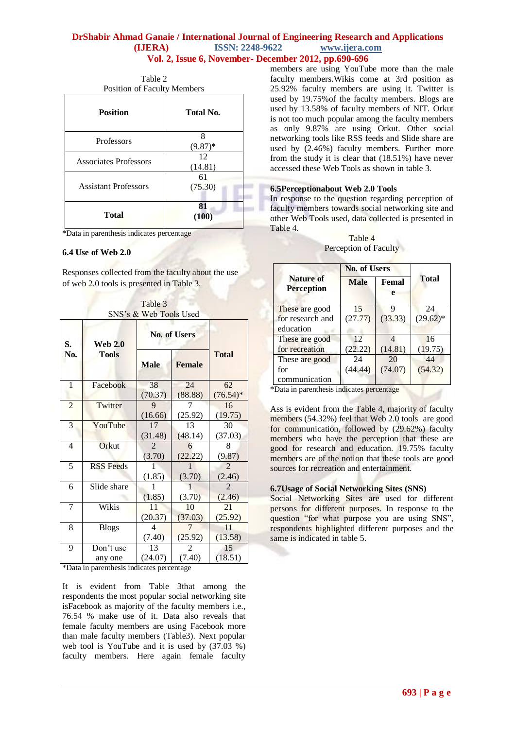Table 2
Position of Faculty Members

| Position | Total No. |
|---|---|
| Professors | 8 (9.87)* |
| Associates Professors | 12 (14.81) |
| Assistant Professors | 61 (75.30) |
| **Total** | **81 (100)** |

*Data in parenthesis indicates percentage

### 6.4 Use of Web 2.0

Responses collected from the faculty about the use of web 2.0 tools is presented in Table 3.

Table 3
SNS's & Web Tools Used

| S. No. | Web 2.0 Tools | No. of Users | | Total |
|---|---|---|---|---|
| | | Male | Female | |
| 1 | Facebook | 38 (70.37) | 24 (88.88) | 62 (76.54)* |
| 2 | Twitter | 9 (16.66) | 7 (25.92) | 16 (19.75) |
| 3 | YouTube | 17 (31.48) | 13 (48.14) | 30 (37.03) |
| 4 | Orkut | 2 (3.70) | 6 (22.22) | 8 (9.87) |
| 5 | RSS Feeds | 1 (1.85) | 1 (3.70) | 2 (2.46) |
| 6 | Slide share | 1 (1.85) | 1 (3.70) | 2 (2.46) |
| 7 | Wikis | 11 (20.37) | 10 (37.03) | 21 (25.92) |
| 8 | Blogs | 4 (7.40) | 7 (25.92) | 11 (13.58) |
| 9 | Don't use any one | 13 (24.07) | 2 (7.40) | 15 (18.51) |

*Data in parenthesis indicates percentage

It is evident from Table 3that among the respondents the most popular social networking site isFacebook as majority of the faculty members i.e., 76.54 % make use of it. Data also reveals that female faculty members are using Facebook more than male faculty members (Table3). Next popular web tool is YouTube and it is used by (37.03 %) faculty members. Here again female faculty members are using YouTube more than the male faculty members.Wikis come at 3rd position as 25.92% faculty members are using it. Twitter is used by 19.75%of the faculty members. Blogs are used by 13.58% of faculty members of NIT. Orkut is not too much popular among the faculty members as only 9.87% are using Orkut. Other social networking tools like RSS feeds and Slide share are used by (2.46%) faculty members. Further more from the study it is clear that (18.51%) have never accessed these Web Tools as shown in table 3.

### 6.5Perceptionabout Web 2.0 Tools

In response to the question regarding perception of faculty members towards social networking site and other Web Tools used, data collected is presented in Table 4.

Table 4
Perception of Faculty

| Nature of Perception | No. of Users | | Total |
|---|---|---|---|
| | Male | Female | |
| These are good for research and education | 15 (27.77) | 9 (33.33) | 24 (29.62)* |
| These are good for recreation | 12 (22.22) | 4 (14.81) | 16 (19.75) |
| These are good for communication | 24 (44.44) | 20 (74.07) | 44 (54.32) |

*Data in parenthesis indicates percentage

Ass is evident from the Table 4, majority of faculty members (54.32%) feel that Web 2.0 tools are good for communication, followed by (29.62%) faculty members who have the perception that these are good for research and education. 19.75% faculty members are of the notion that these tools are good sources for recreation and entertainment.

### 6.7Usage of Social Networking Sites (SNS)

Social Networking Sites are used for different persons for different purposes. In response to the question "for what purpose you are using SNS", respondents highlighted different purposes and the same is indicated in table 5.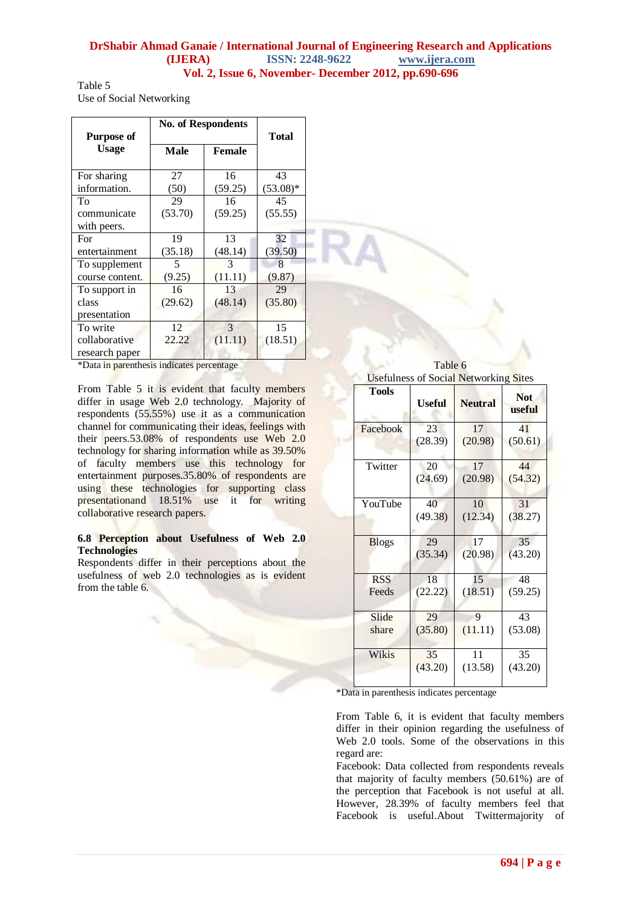Table 5
Use of Social Networking

| Purpose of Usage | No. of Respondents | | Total |
|---|---|---|---|
| | Male | Female | |
| For sharing information. | 27 (50) | 16 (59.25) | 43 (53.08)* |
| To communicate with peers. | 29 (53.70) | 16 (59.25) | 45 (55.55) |
| For entertainment | 19 (35.18) | 13 (48.14) | 32 (39.50) |
| To supplement course content. | 5 (9.25) | 3 (11.11) | 8 (9.87) |
| To support in class presentation | 16 (29.62) | 13 (48.14) | 29 (35.80) |
| To write collaborative research paper | 12 22.22 | 3 (11.11) | 15 (18.51) |

*Data in parenthesis indicates percentage

From Table 5 it is evident that faculty members differ in usage Web 2.0 technology. Majority of respondents (55.55%) use it as a communication channel for communicating their ideas, feelings with their peers.53.08% of respondents use Web 2.0 technology for sharing information while as 39.50% of faculty members use this technology for entertainment purposes.35.80% of respondents are using these technologies for supporting class presentationand 18.51% use it for writing collaborative research papers.

### 6.8 Perception about Usefulness of Web 2.0 Technologies

Respondents differ in their perceptions about the usefulness of web 2.0 technologies as is evident from the table 6.

Table 6
Usefulness of Social Networking Sites

| Tools | Useful | Neutral | Not useful |
|---|---|---|---|
| Facebook | 23 (28.39) | 17 (20.98) | 41 (50.61) |
| Twitter | 20 (24.69) | 17 (20.98) | 44 (54.32) |
| YouTube | 40 (49.38) | 10 (12.34) | 31 (38.27) |
| Blogs | 29 (35.34) | 17 (20.98) | 35 (43.20) |
| RSS Feeds | 18 (22.22) | 15 (18.51) | 48 (59.25) |
| Slide share | 29 (35.80) | 9 (11.11) | 43 (53.08) |
| Wikis | 35 (43.20) | 11 (13.58) | 35 (43.20) |

*Data in parenthesis indicates percentage

From Table 6, it is evident that faculty members differ in their opinion regarding the usefulness of Web 2.0 tools. Some of the observations in this regard are:

Facebook: Data collected from respondents reveals that majority of faculty members (50.61%) are of the perception that Facebook is not useful at all. However, 28.39% of faculty members feel that Facebook is useful.About Twittermajority of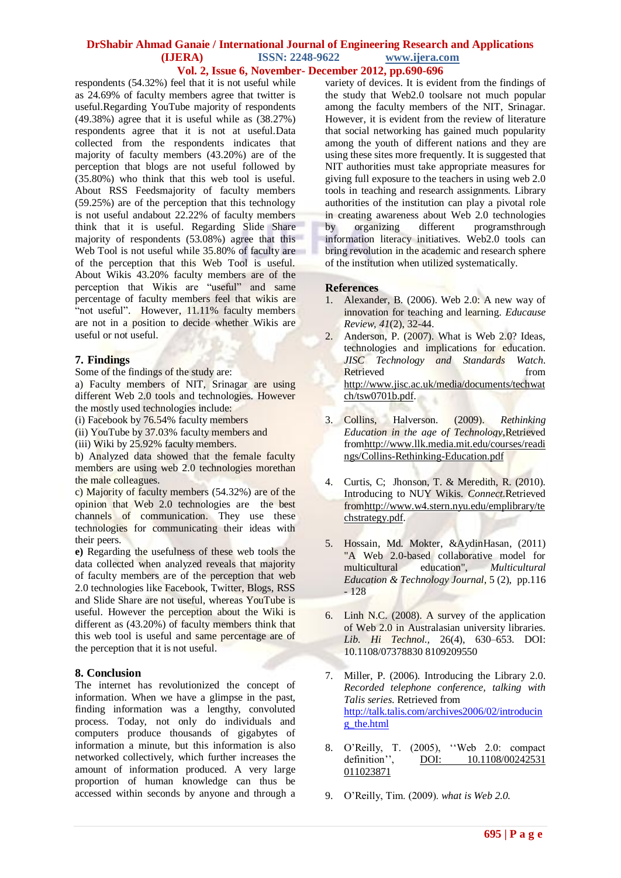respondents (54.32%) feel that it is not useful while as 24.69% of faculty members agree that twitter is useful.Regarding YouTube majority of respondents (49.38%) agree that it is useful while as (38.27%) respondents agree that it is not at useful.Data collected from the respondents indicates that majority of faculty members (43.20%) are of the perception that blogs are not useful followed by (35.80%) who think that this web tool is useful. About RSS Feedsmajority of faculty members (59.25%) are of the perception that this technology is not useful andabout 22.22% of faculty members think that it is useful. Regarding Slide Share majority of respondents (53.08%) agree that this Web Tool is not useful while 35.80% of faculty are of the perception that this Web Tool is useful. About Wikis 43.20% faculty members are of the perception that Wikis are "useful" and same percentage of faculty members feel that wikis are "not useful". However, 11.11% faculty members are not in a position to decide whether Wikis are useful or not useful.

## 7. Findings

Some of the findings of the study are:

a) Faculty members of NIT, Srinagar are using different Web 2.0 tools and technologies. However the mostly used technologies include:

(i) Facebook by 76.54% faculty members

(ii) YouTube by 37.03% faculty members and

(iii) Wiki by 25.92% faculty members.

b) Analyzed data showed that the female faculty members are using web 2.0 technologies morethan the male colleagues.

c) Majority of faculty members (54.32%) are of the opinion that Web 2.0 technologies are the best channels of communication. They use these technologies for communicating their ideas with their peers.

**e)** Regarding the usefulness of these web tools the data collected when analyzed reveals that majority of faculty members are of the perception that web 2.0 technologies like Facebook, Twitter, Blogs, RSS and Slide Share are not useful, whereas YouTube is useful. However the perception about the Wiki is different as (43.20%) of faculty members think that this web tool is useful and same percentage are of the perception that it is not useful.

## 8. Conclusion

The internet has revolutionized the concept of information. When we have a glimpse in the past, finding information was a lengthy, convoluted process. Today, not only do individuals and computers produce thousands of gigabytes of information a minute, but this information is also networked collectively, which further increases the amount of information produced. A very large proportion of human knowledge can thus be accessed within seconds by anyone and through a variety of devices. It is evident from the findings of the study that Web2.0 toolsare not much popular among the faculty members of the NIT, Srinagar. However, it is evident from the review of literature that social networking has gained much popularity among the youth of different nations and they are using these sites more frequently. It is suggested that NIT authorities must take appropriate measures for giving full exposure to the teachers in using web 2.0 tools in teaching and research assignments. Library authorities of the institution can play a pivotal role in creating awareness about Web 2.0 technologies by organizing different programsthrough information literacy initiatives. Web2.0 tools can bring revolution in the academic and research sphere of the institution when utilized systematically.

## References

1. Alexander, B. (2006). Web 2.0: A new way of innovation for teaching and learning. *Educause Review, 41*(2), 32-44.
2. Anderson, P. (2007). What is Web 2.0? Ideas, technologies and implications for education. *JISC Technology and Standards Watch.* Retrieved from http://www.jisc.ac.uk/media/documents/techwatch/tsw0701b.pdf.
3. Collins, Halverson. (2009). *Rethinking Education in the age of Technology*,Retrieved fromhttp://www.llk.media.mit.edu/courses/readings/Collins-Rethinking-Education.pdf
4. Curtis, C; Jhonson, T. & Meredith, R. (2010). Introducing to NUY Wikis. *Connect.*Retrieved fromhttp://www.w4.stern.nyu.edu/emplibrary/techstrategy.pdf.
5. Hossain, Md. Mokter, &AydinHasan, (2011) "A Web 2.0-based collaborative model for multicultural education", *Multicultural Education & Technology Journal*, 5 (2), pp.116 - 128
6. Linh N.C. (2008). A survey of the application of Web 2.0 in Australasian university libraries. *Lib. Hi Technol.*, 26(4), 630–653. DOI: 10.1108/07378830 8109209550
7. Miller, P. (2006). Introducing the Library 2.0. *Recorded telephone conference, talking with Talis series.* Retrieved from http://talk.talis.com/archives2006/02/introducing_the.html
8. O'Reilly, T. (2005), ''Web 2.0: compact definition'', DOI: 10.1108/00242531011023871
9. O'Reilly, Tim. (2009). *what is Web 2.0.*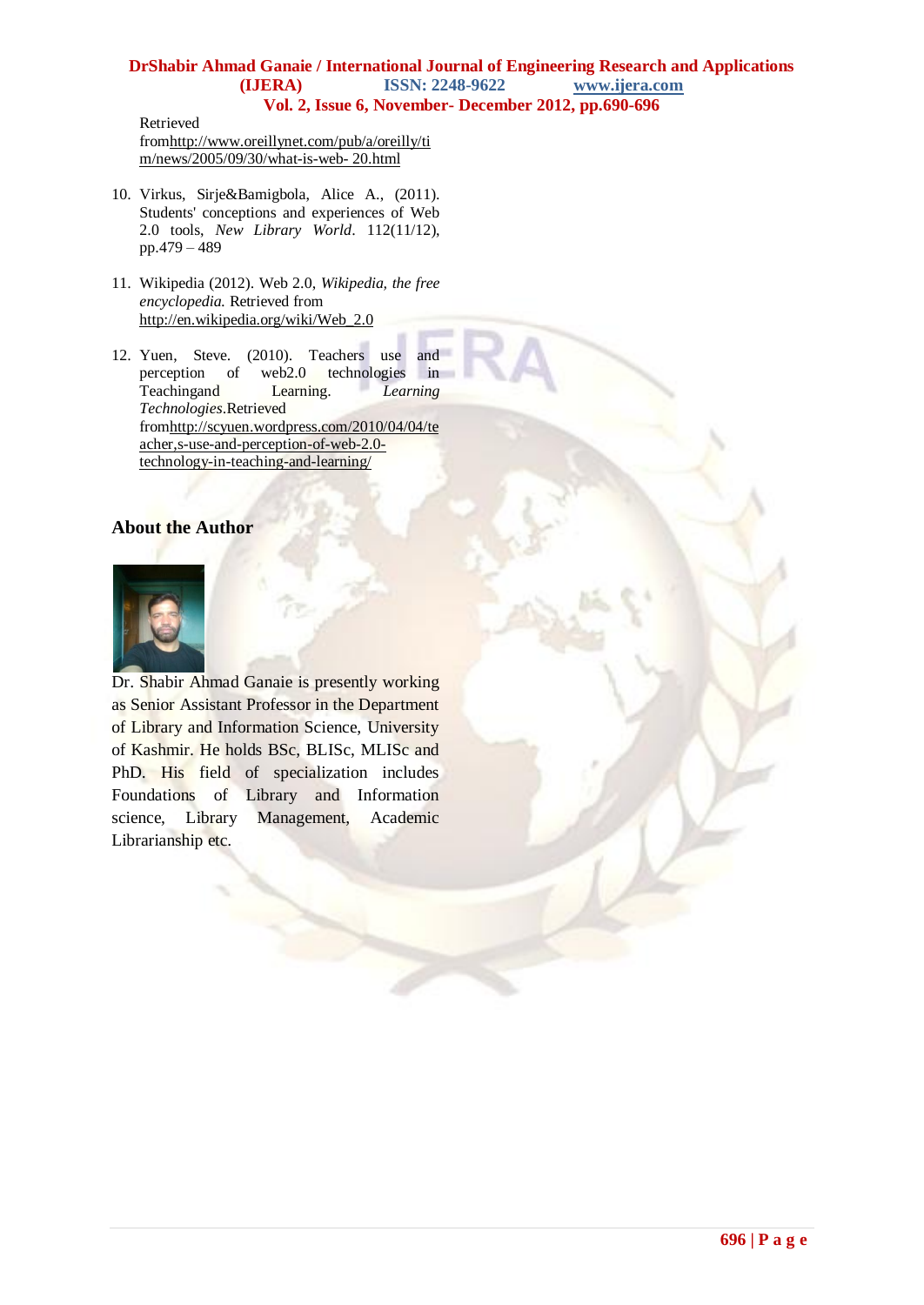Retrieved fromhttp://www.oreillynet.com/pub/a/oreilly/tim/news/2005/09/30/what-is-web- 20.html

10. Virkus, Sirje&Bamigbola, Alice A., (2011). Students' conceptions and experiences of Web 2.0 tools, *New Library World*. 112(11/12), pp.479 – 489

11. Wikipedia (2012). Web 2.0, *Wikipedia, the free encyclopedia.* Retrieved from http://en.wikipedia.org/wiki/Web_2.0

12. Yuen, Steve. (2010). Teachers use and perception of web2.0 technologies in Teachingand Learning. *Learning Technologies*.Retrieved fromhttp://scyuen.wordpress.com/2010/04/04/teacher,s-use-and-perception-of-web-2.0-technology-in-teaching-and-learning/

## About the Author

Dr. Shabir Ahmad Ganaie is presently working as Senior Assistant Professor in the Department of Library and Information Science, University of Kashmir. He holds BSc, BLISc, MLISc and PhD. His field of specialization includes Foundations of Library and Information science, Library Management, Academic Librarianship etc.